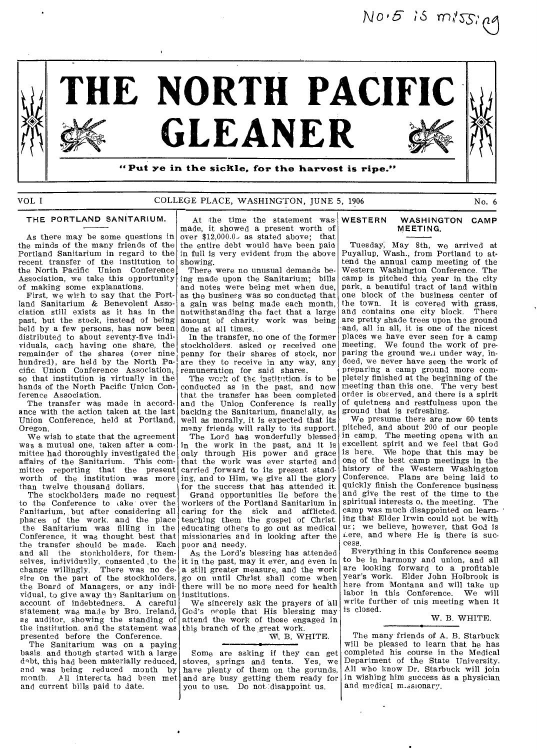No. 5 is missing

# THE NORTH PACIFIC GLEANER

"Put ye in the sickle, for the harvest is ripe."

VOL I COLLEGE PLACE, WASHINGTON, JUNE 5, 1906 No. 6

## THE PORTLAND SANITARIUM.

As there may be some questions in the minds of the many friends of the Portland Sanitarium in regard to the recent transfer of the institution to the North Pacific Union Conference Association, we take this opportunity of making some explanations.

First, we wish to say that the Portland Sanitarium & Benevolent Association still exists as it has in the past, but the stock, instead of being held by a few persons, has now been distributed to about seventy-five individuals, each having one share, the remainder of the shares (over nine hundred), are held by the North Pacific Union Conference Association, so that institution is virtually in the hands of the North Pacific Union Conference Association.

The transfer was made in accordance with the action taken at the last Union Conference, held at Portland, Oregon.

We wish to state that the agreement was a mutual one, taken after a committee had thoroughly investigated the affairs of the Sanitarium. This committee reporting that the present worth of the institution was more than twelve thousand dollars.

The stockholders made no request to the Conference to take over the Sanitarium, but after considering all phases of the work, and the place the Sanitarium was filling in the Conference, it was thought best that the transfer should be made. Each and all the stockholders, for themselves, individually, consented to the change willingly. There was no desire on the part of the stockholders, the Board of Managers, or any individual, to give away the Sanitarium on account of indebtedness. A careful statement was made by Bro. Ireland, as auditor, showing the standing of the institution, and the statement was presented before the Conference.

The Sanitarium was on a paying basis and though started with a large debt, this had been materially reduced, and was being reduced month by month. All interests had been met and current bills paid to date.

At the time the statement was made, it showed a present worth of over $12,000.00 as stated above; that the entire debt would have been paid in full is very evident from the above showing.

There were no unusual demands being made upon the Sanitarium; bills and notes were being met when due, as the business was so conducted that a gain was being made each month, notwithstanding the fact that a large amount of charity work was being done at all times.

In the transfer, no one of the former stockholders asked or received one penny for their shares of stock, nor are they to receive in any way, any remuneration for said shares.

The work of the institution is to be conducted as in the past, and now that the transfer has been completed and the Union Conference is really backing the Sanitarium, financially, as well as morally, it is expected that its many friends will rally to its support.

The Lord has wonderfully blessed in the work in the past, and it is only through His power and grace that the work was ever started and carried forward to its present standing, and to Him, we give all the glory for the success that has attended it.

Grand opportunities lie before the workers of the Portland Sanitarium in caring for the sick and afflicted, teaching them the gospel of Christ, educating others to go out as medical missionaries and in looking after the poor and needy.

As the Lord's blessing has attended it in the past, may it ever, and even in a still greater measure, and the work go on until Christ shall come when there will be no more need for health institutions.

We sincerely ask the prayers of all God's people that His blessing may attend the work of those engaged in this branch of the great work.

W. B. WHITE.

---

Some are asking if they can get stoves, springs and tents. Yes, we have plenty of them on the gorunds, and are busy getting them ready for you to use. Do not disappoint us.

## WESTERN WASHINGTON CAMP MEETING.

Tuesday, May 8th, we arrived at Puyallup, Wash., from Portland to attend the annual camp meeting of the Western Washington Conference. The camp is pitched this year in the city park, a beautiful tract of land within one block of the business center of the town. It is covered with grass, and contains one city block. There are pretty shade trees upon the ground and, all in all, it is one of the nicest places we have ever seen for a camp meeting. We found the work of preparing the ground well under way, indeed, we never have seen the work of preparing a camp ground more completely finished at the beginning of the meeting than this one. The very best order is observed, and there is a spirit of quietness and restfulness upon the ground that is refreshing.

We presume there are now 60 tents pitched, and about 200 of our people in camp. The meeting opens with an excellent spirit and we feel that God is here. We hope that this may be one of the best camp meetings in the history of the Western Washington Conference. Plans are being laid to quickly finish the Conference business and give the rest of the time to the spiritual interests of the meeting. The camp was much disappointed on learning that Elder Irwin could not be with us; we believe, however, that God is here, and where He is there is success.

Everything in this Conference seems to be in harmony and union, and all are looking forward to a profitable year's work. Elder John Holbrook is here from Montana and will take up labor in this Conference. We will write further of this meeting when it is closed.

W. B. WHITE.

---

The many friends of A. B. Starbuck will be pleased to learn that he has completed his course in the Medical Department of the State University. All who know Dr. Starbuck will join in wishing him success as a physician and medical missionary.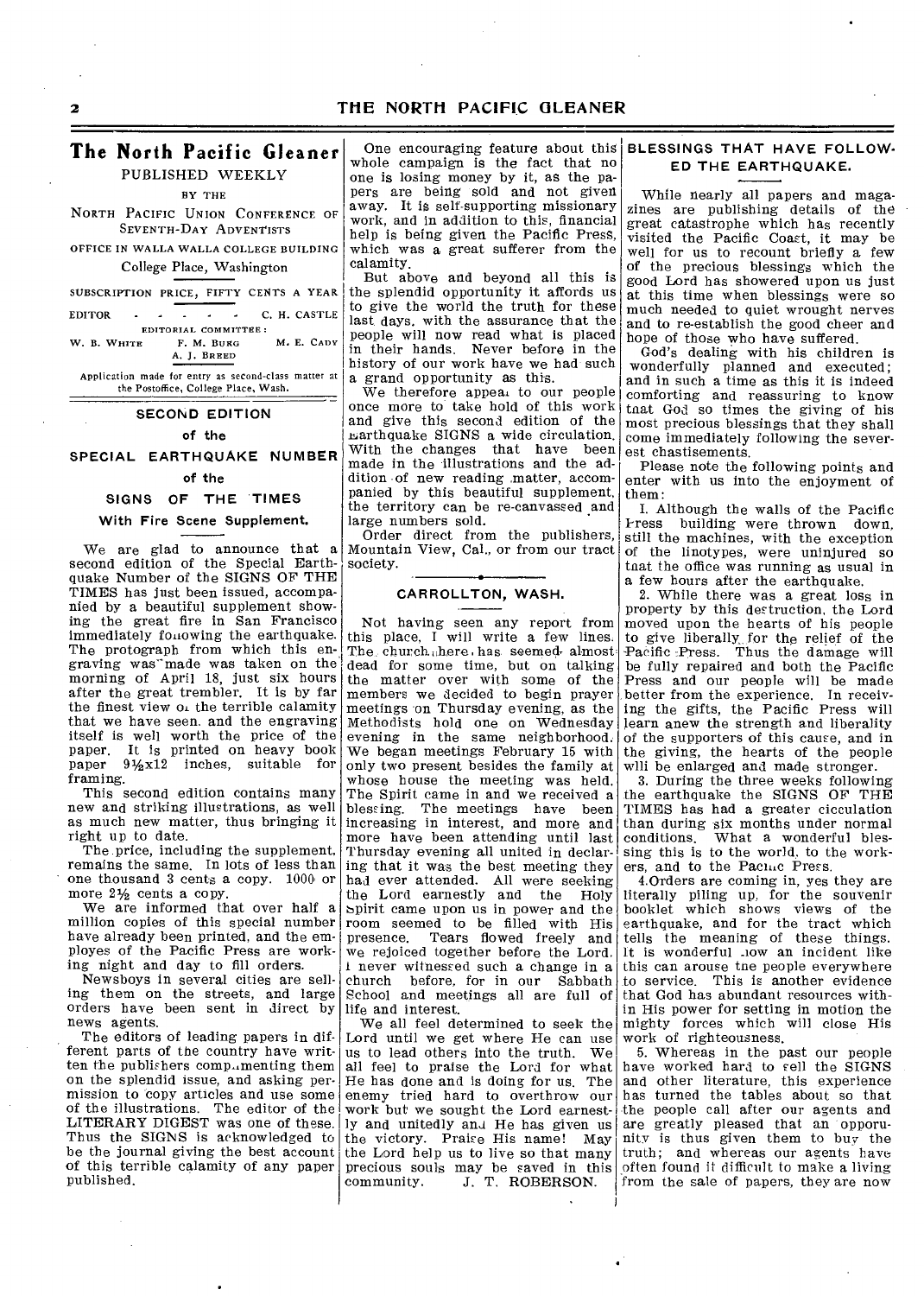## The North Pacific Gleaner

PUBLISHED WEEKLY

BY THE

NORTH PACIFIC UNION CONFERENCE OF SEVENTH-DAY ADVENTISTS

OFFICE IN WALLA WALLA COLLEGE BUILDING

College Place, Washington

SUBSCRIPTION PRICE, FIFTY CENTS A YEAR

EDITOR - - - - - C. H. CASTLE

EDITORIAL COMMITTEE:
W. B. WHITE F. M. BURG M. E. CADY
A. J. BREED

Application made for entry as second-class matter at the Postoffice, College Place, Wash.

### SECOND EDITION of the SPECIAL EARTHQUAKE NUMBER of the SIGNS OF THE TIMES

#### With Fire Scene Supplement.

We are glad to announce that a second edition of the Special Earthquake Number of the SIGNS OF THE TIMES has just been issued, accompanied by a beautiful supplement showing the great fire in San Francisco immediately following the earthquake. The protograph from which this engraving was made was taken on the morning of April 18, just six hours after the great trembler. It is by far the finest view of the terrible calamity that we have seen, and the engraving itself is well worth the price of the paper. It is printed on heavy book paper 9½x12 inches, suitable for framing.

This second edition contains many new and striking illustrations, as well as much new matter, thus bringing it right up to date.

The price, including the supplement, remains the same. In lots of less than one thousand 3 cents a copy. 1000 or more 2½ cents a copy.

We are informed that over half a million copies of this special number have already been printed, and the employes of the Pacific Press are working night and day to fill orders.

Newsboys in several cities are selling them on the streets, and large orders have been sent in direct by news agents.

The editors of leading papers in different parts of the country have written the publishers complimenting them on the splendid issue, and asking permission to copy articles and use some of the illustrations. The editor of the LITERARY DIGEST was one of these. Thus the SIGNS is acknowledged to be the journal giving the best account of this terrible calamity of any paper published.

One encouraging feature about this whole campaign is the fact that no one is losing money by it, as the papers are being sold and not given away. It is self-supporting missionary work, and in addition to this, financial help is being given the Pacific Press, which was a great sufferer from the calamity.

But above and beyond all this is the splendid opportunity it affords us to give the world the truth for these last days, with the assurance that the people will now read what is placed in their hands. Never before in the history of our work have we had such a grand opportunity as this.

We therefore appeal to our people once more to take hold of this work and give this second edition of the Earthquake SIGNS a wide circulation. With the changes that have been made in the illustrations and the addition of new reading matter, accompanied by this beautiful supplement, the territory can be re-canvassed and large numbers sold.

Order direct from the publishers, Mountain View, Cal., or from our tract society.

### CARROLLTON, WASH.

Not having seen any report from this place, I will write a few lines. The church here has seemed almost dead for some time, but on talking the matter over with some of the members we decided to begin prayer meetings on Thursday evening, as the Methodists hold one on Wednesday evening in the same neighborhood. We began meetings February 15 with only two present besides the family at whose house the meeting was held. The Spirit came in and we received a blessing. The meetings have been increasing in interest, and more and more have been attending until last Thursday evening all united in declaring that it was the best meeting they had ever attended. All were seeking the Lord earnestly and the Holy Spirit came upon us in power and the room seemed to be filled with His presence. Tears flowed freely and we rejoiced together before the Lord. I never witnessed such a change in a church before, for in our Sabbath School and meetings all are full of life and interest.

We all feel determined to seek the Lord until we get where He can use us to lead others into the truth. We all feel to praise the Lord for what He has done and is doing for us. The enemy tried hard to overthrow our work but we sought the Lord earnestly and unitedly and He has given us the victory. Praise His name! May the Lord help us to live so that many precious souls may be saved in this community.

J. T. ROBERSON.

### BLESSINGS THAT HAVE FOLLOWED THE EARTHQUAKE.

While nearly all papers and magazines are publishing details of the great catastrophe which has recently visited the Pacific Coast, it may be well for us to recount briefly a few of the precious blessings which the good Lord has showered upon us just at this time when blessings were so much needed to quiet wrought nerves and to re-establish the good cheer and hope of those who have suffered.

God's dealing with his children is wonderfully planned and executed; and in such a time as this it is indeed comforting and reassuring to know that God so times the giving of his most precious blessings that they shall come immediately following the severest chastisements.

Please note the following points and enter with us into the enjoyment of them:

1. Although the walls of the Pacific Press building were thrown down, still the machines, with the exception of the linotypes, were uninjured so that the office was running as usual in a few hours after the earthquake.

2. While there was a great loss in property by this destruction, the Lord moved upon the hearts of his people to give liberally for the relief of the Pacific Press. Thus the damage will be fully repaired and both the Pacific Press and our people will be made better from the experience. In receiving the gifts, the Pacific Press will learn anew the strength and liberality of the supporters of this cause, and in the giving, the hearts of the people will be enlarged and made stronger.

3. During the three weeks following the earthquake the SIGNS OF THE TIMES has had a greater ciculation than during six months under normal conditions. What a wonderful blessing this is to the world, to the workers, and to the Pacific Press.

4. Orders are coming in, yes they are literally piling up, for the souvenir booklet which shows views of the earthquake, and for the tract which tells the meaning of these things. It is wonderful how an incident like this can arouse the people everywhere to service. This is another evidence that God has abundant resources within His power for setting in motion the mighty forces which will close His work of righteousness.

5. Whereas in the past our people have worked hard to sell the SIGNS and other literature, this experience has turned the tables about so that the people call after our agents and are greatly pleased that an opporunity is thus given them to buy the truth; and whereas our agents have often found it difficult to make a living from the sale of papers, they are now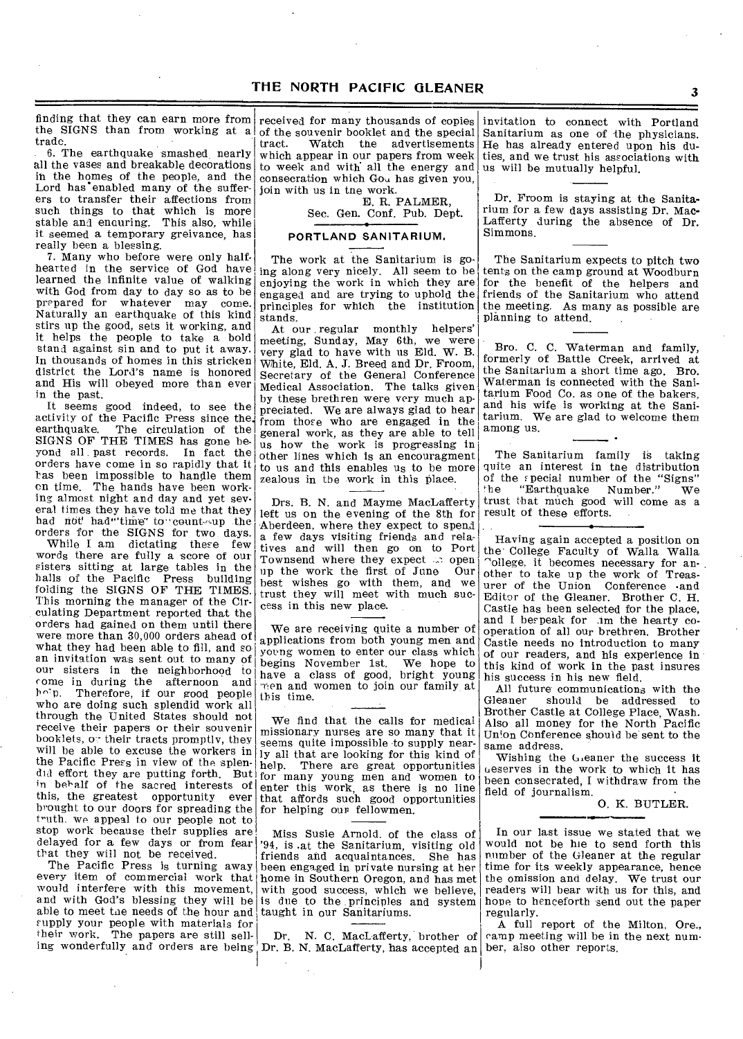finding that they can earn more from the SIGNS than from working at a trade.

6. The earthquake smashed nearly all the vases and breakable decorations in the homes of the people, and the Lord has enabled many of the sufferers to transfer their affections from such things to that which is more stable and enduring. This also, while it seemed a temporary greivance, has really been a blessing.

7. Many who before were only half-hearted in the service of God have learned the infinite value of walking with God from day to day so as to be prepared for whatever may come. Naturally an earthquake of this kind stirs up the good, sets it working, and it helps the people to take a bold stand against sin and to put it away. In thousands of homes in this stricken district the Lord's name is honored and His will obeyed more than ever in the past.

It seems good indeed, to see the activity of the Pacific Press since the earthquake. The circulation of the SIGNS OF THE TIMES has gone beyond all past records. In fact the orders have come in so rapidly that it has been impossible to handle them on time. The hands have been working almost night and day and yet several times they have told me that they had not had time to count up the orders for the SIGNS for two days. While I am dictating these few words there are fully a score of our sisters sitting at large tables in the halls of the Pacific Press building folding the SIGNS OF THE TIMES. This morning the manager of the Circulating Department reported that the orders had gained on them until there were more than 30,000 orders ahead of what they had been able to fill, and so an invitation was sent out to many of our sisters in the neighborhood to come in during the afternoon and help. Therefore, if our good people who are doing such splendid work all through the United States should not receive their papers or their souvenir booklets, or their tracts promptly, they will be able to excuse the workers in the Pacific Press in view of the splendid effort they are putting forth. But in behalf of the sacred interests of this, the greatest opportunity ever brought to our doors for spreading the truth, we appeal to our people not to stop work because their supplies are delayed for a few days or from fear that they will not be received.

The Pacific Press is turning away every item of commercial work that would interfere with this movement, and with God's blessing they will be able to meet the needs of the hour and supply your people with materials for their work. The papers are still selling wonderfully and orders are being received for many thousands of copies of the souvenir booklet and the special tract. Watch the advertisements which appear in our papers from week to week and with all the energy and consecration which God has given you, join with us in the work.

E. R. PALMER,
Sec. Gen. Conf. Pub. Dept.

## PORTLAND SANITARIUM.

The work at the Sanitarium is going along very nicely. All seem to be enjoying the work in which they are engaged and are trying to uphold the principles for which the institution stands.

At our regular monthly helpers' meeting, Sunday, May 6th, we were very glad to have with us Eld. W. B. White, Eld. A. J. Breed and Dr. Froom, Secretary of the General Conference Medical Association. The talks given by these brethren were very much appreciated. We are always glad to hear from those who are engaged in the general work, as they are able to tell us how the work is progressing in other lines which is an encouragment to us and this enables us to be more zealous in the work in this place.

Drs. B. N. and Mayme MacLafferty left us on the evening of the 8th for Aberdeen, where they expect to spend a few days visiting friends and relatives and will then go on to Port Townsend where they expect to open up the work the first of June. Our best wishes go with them, and we trust they will meet with much success in this new place.

We are receiving quite a number of applications from both young men and young women to enter our class which begins November 1st. We hope to have a class of good, bright young men and women to join our family at this time.

We find that the calls for medical missionary nurses are so many that it seems quite impossible to supply nearly all that are looking for this kind of help. There are great opportunities for many young men and women to enter this work, as there is no line that affords such good opportunities for helping our fellowmen.

Miss Susie Arnold, of the class of '94, is at the Sanitarium, visiting old friends and acquaintances. She has been engaged in private nursing at her home in Southern Oregon, and has met with good success, which we believe, is due to the principles and system taught in our Sanitariums.

Dr. N. C. MacLafferty, brother of Dr. B. N. MacLafferty, has accepted an invitation to connect with Portland Sanitarium as one of the physicians. He has already entered upon his duties, and we trust his associations with us will be mutually helpful.

Dr. Froom is staying at the Sanitarium for a few days assisting Dr. MacLafferty during the absence of Dr. Simmons.

The Sanitarium expects to pitch two tents on the camp ground at Woodburn for the benefit of the helpers and friends of the Sanitarium who attend the meeting. As many as possible are planning to attend.

Bro. C. C. Waterman and family, formerly of Battle Creek, arrived at the Sanitarium a short time ago. Bro. Waterman is connected with the Sanitarium Food Co. as one of the bakers, and his wife is working at the Sanitarium. We are glad to welcome them among us.

The Sanitarium family is taking quite an interest in the distribution of the special number of the "Signs" the "Earthquake Number." We trust that much good will come as a result of these efforts.

---

Having again accepted a position on the College Faculty of Walla Walla College, it becomes necessary for another to take up the work of Treasurer of the Union Conference and Editor of the Gleaner. Brother C. H. Castle has been selected for the place, and I bespeak for him the hearty co-operation of all our brethren. Brother Castle needs no introduction to many of our readers, and his experience in this kind of work in the past insures his success in his new field.

All future communications with the Gleaner should be addressed to Brother Castle at College Place, Wash. Also all money for the North Pacific Union Conference should be sent to the same address.

Wishing the Gleaner the success it deserves in the work to which it has been consecrated, I withdraw from the field of journalism.

O. K. BUTLER.

---

In our last issue we stated that we would not be able to send forth this number of the Gleaner at the regular time for its weekly appearance, hence the omission and delay. We trust our readers will bear with us for this, and hope to henceforth send out the paper regularly.

A full report of the Milton, Ore., camp meeting will be in the next number, also other reports.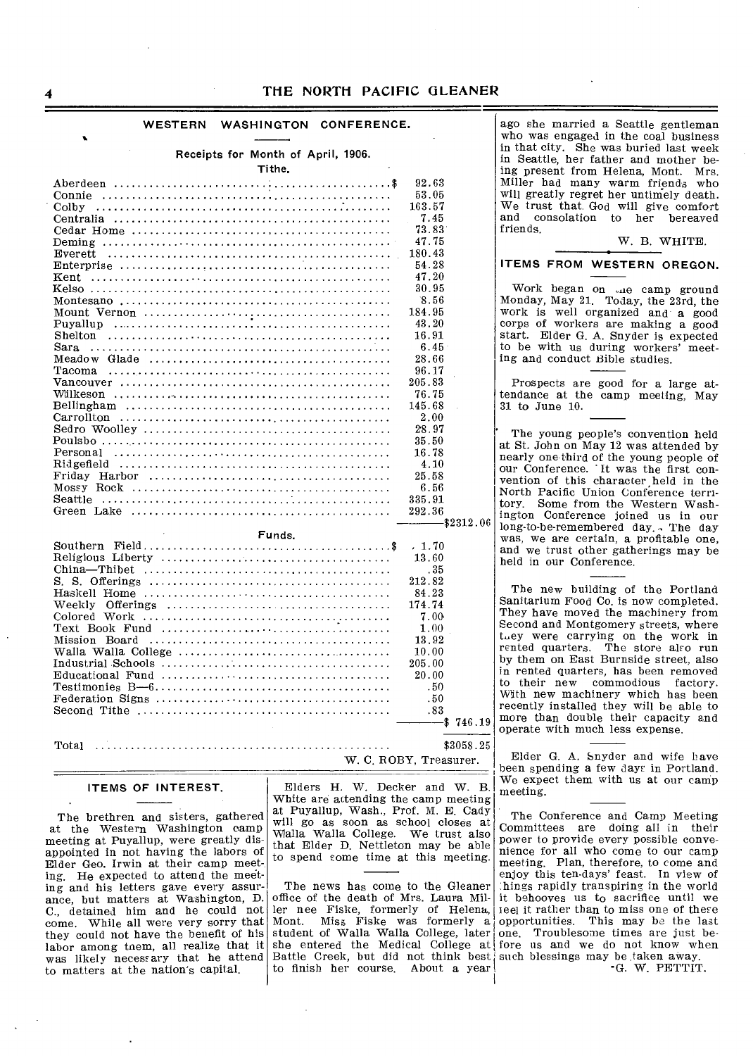## WESTERN WASHINGTON CONFERENCE.

### Receipts for Month of April, 1906.

#### Tithe.

| | | |
|---|---|---|
| Aberdeen | $ 92.63 | |
| Connie | 53.05 | |
| Colby | 163.57 | |
| Centralia | 7.45 | |
| Cedar Home | 73.83 | |
| Deming | 47.75 | |
| Everett | 180.43 | |
| Enterprise | 54.28 | |
| Kent | 47.20 | |
| Kelso | 30.95 | |
| Montesano | 8.56 | |
| Mount Vernon | 184.95 | |
| Puyallup | 43.20 | |
| Shelton | 16.91 | |
| Sara | 6.45 | |
| Meadow Glade | 28.66 | |
| Tacoma | 96.17 | |
| Vancouver | 205.83 | |
| Wilkeson | 76.75 | |
| Bellingham | 145.68 | |
| Carrollton | 2.00 | |
| Sedro Woolley | 28.97 | |
| Poulsbo | 35.50 | |
| Personal | 16.78 | |
| Ridgefield | 4.10 | |
| Friday Harbor | 25.58 | |
| Mossy Rock | 6.56 | |
| Seattle | 335.91 | |
| Green Lake | 292.36 | |
| | | $2312.06 |

#### Funds.

| | | |
|---|---|---|
| Southern Field | $ 1.70 | |
| Religious Liberty | 13.60 | |
| China—Thibet | .35 | |
| S. S. Offerings | 212.82 | |
| Haskell Home | 84.23 | |
| Weekly Offerings | 174.74 | |
| Colored Work | 7.00 | |
| Text Book Fund | 1.00 | |
| Mission Board | 13.92 | |
| Walla Walla College | 10.00 | |
| Industrial Schools | 205.00 | |
| Educational Fund | 20.00 | |
| Testimonies B—6 | .50 | |
| Federation Signs | .50 | |
| Second Tithe | .83 | |
| | | $ 746.19 |
| Total | | $3058.25 |

W. C. ROBY, Treasurer.

## ITEMS OF INTEREST.

The brethren and sisters, gathered at the Western Washington camp meeting at Puyallup, were greatly disappointed in not having the labors of Elder Geo. Irwin at their camp meeting. He expected to attend the meeting and his letters gave every assurance, but matters at Washington, D. C., detained him and he could not come. While all were very sorry that they could not have the benefit of his labor among them, all realize that it was likely necessary that he attend to matters at the nation's capital.

Elders H. W. Decker and W. B. White are attending the camp meeting at Puyallup, Wash., Prof. M. E. Cady will go as soon as school closes at Walla Walla College. We trust also that Elder D. Nettleton may be able to spend some time at this meeting.

The news has come to the Gleaner office of the death of Mrs. Laura Miller nee Fiske, formerly of Helena, Mont. Miss Fiske was formerly a student of Walla Walla College, later she entered the Medical College at Battle Creek, but did not think best to finish her course. About a year ago she married a Seattle gentleman who was engaged in the coal business in that city. She was buried last week in Seattle, her father and mother being present from Helena, Mont. Mrs. Miller had many warm friends who will greatly regret her untimely death. We trust that God will give comfort and consolation to her bereaved friends.

W. B. WHITE.

## ITEMS FROM WESTERN OREGON.

Work began on the camp ground Monday, May 21. Today, the 23rd, the work is well organized and a good corps of workers are making a good start. Elder G. A. Snyder is expected to be with us during workers' meeting and conduct Bible studies.

Prospects are good for a large attendance at the camp meeting, May 31 to June 10.

The young people's convention held at St. John on May 12 was attended by nearly one-third of the young people of our Conference. It was the first convention of this character held in the North Pacific Union Conference territory. Some from the Western Washington Conference joined us in our long-to-be-remembered day. The day was, we are certain, a profitable one, and we trust other gatherings may be held in our Conference.

The new building of the Portland Sanitarium Food Co. is now completed. They have moved the machinery from Second and Montgomery streets, where they were carrying on the work in rented quarters. The store also run by them on East Burnside street, also in rented quarters, has been removed to their new commodious factory. With new machinery which has been recently installed they will be able to more than double their capacity and operate with much less expense.

Elder G. A. Snyder and wife have been spending a few days in Portland. We expect them with us at our camp meeting.

The Conference and Camp Meeting Committees are doing all in their power to provide every possible convenience for all who come to our camp meeting. Plan, therefore, to come and enjoy this ten-days' feast. In view of things rapidly transpiring in the world it behooves us to sacrifice until we feel it rather than to miss one of these opportunities. This may be the last one. Troublesome times are just before us and we do not know when such blessings may be taken away.

G. W. PETTIT.